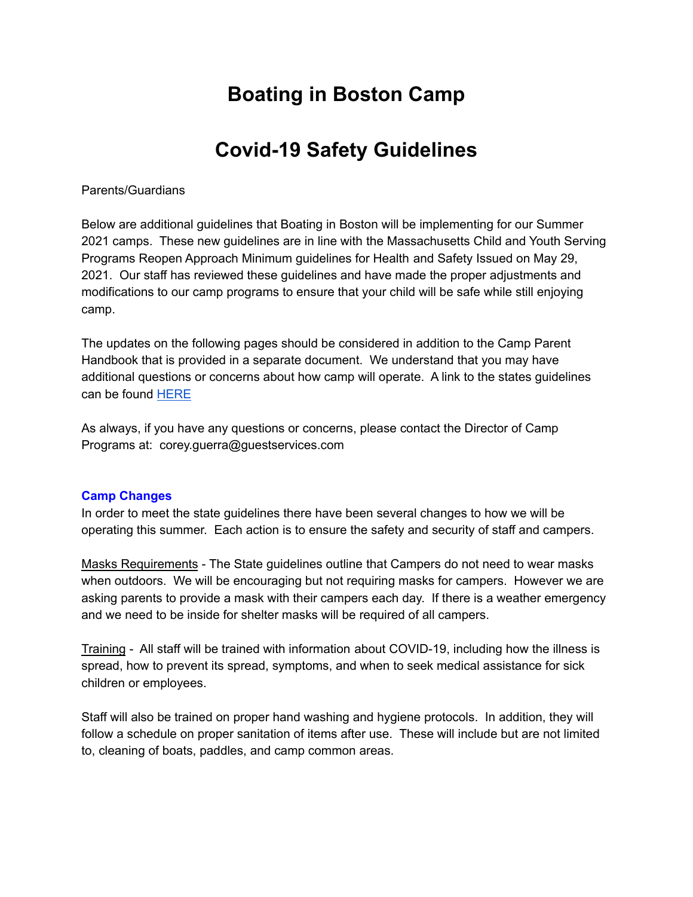# Boating in Boston Camp

# Covid-19 Safety Guidelines

Parents/Guardians

Below are additional guidelines that Boating in Boston will be implementing for our Summer 2021 camps. These new guidelines are in line with the Massachusetts Child and Youth Serving Programs Reopen Approach Minimum guidelines for Health and Safety Issued on May 29, 2021. Our staff has reviewed these guidelines and have made the proper adjustments and modifications to our camp programs to ensure that your child will be safe while still enjoying camp.

The updates on the following pages should be considered in addition to the Camp Parent Handbook that is provided in a separate document. We understand that you may have additional questions or concerns about how camp will operate. A link to the states guidelines can be found HERE

As always, if you have any questions or concerns, please contact the Director of Camp Programs at: corey.guerra@guestservices.com

### Camp Changes

In order to meet the state guidelines there have been several changes to how we will be operating this summer. Each action is to ensure the safety and security of staff and campers.

Masks Requirements - The State guidelines outline that Campers do not need to wear masks when outdoors. We will be encouraging but not requiring masks for campers. However we are asking parents to provide a mask with their campers each day. If there is a weather emergency and we need to be inside for shelter masks will be required of all campers.

Training - All staff will be trained with information about COVID-19, including how the illness is spread, how to prevent its spread, symptoms, and when to seek medical assistance for sick children or employees.

Staff will also be trained on proper hand washing and hygiene protocols. In addition, they will follow a schedule on proper sanitation of items after use. These will include but are not limited to, cleaning of boats, paddles, and camp common areas.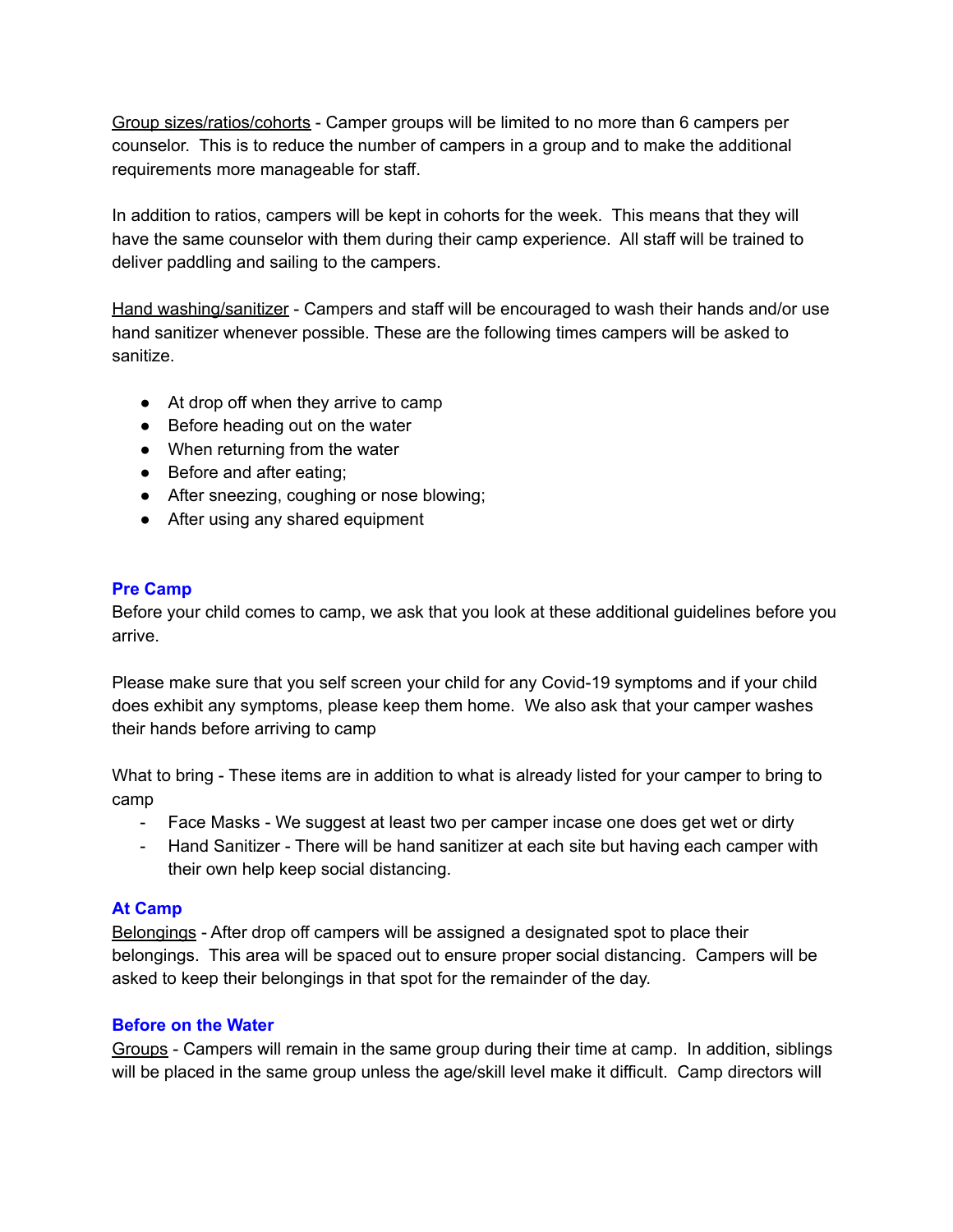Group sizes/ratios/cohorts - Camper groups will be limited to no more than 6 campers per counselor. This is to reduce the number of campers in a group and to make the additional requirements more manageable for staff.

In addition to ratios, campers will be kept in cohorts for the week. This means that they will have the same counselor with them during their camp experience. All staff will be trained to deliver paddling and sailing to the campers.

Hand washing/sanitizer - Campers and staff will be encouraged to wash their hands and/or use hand sanitizer whenever possible. These are the following times campers will be asked to sanitize.

- At drop off when they arrive to camp
- Before heading out on the water
- When returning from the water
- Before and after eating;
- After sneezing, coughing or nose blowing;
- After using any shared equipment

### Pre Camp

Before your child comes to camp, we ask that you look at these additional guidelines before you arrive.

Please make sure that you self screen your child for any Covid-19 symptoms and if your child does exhibit any symptoms, please keep them home. We also ask that your camper washes their hands before arriving to camp

What to bring - These items are in addition to what is already listed for your camper to bring to camp

- Face Masks - We suggest at least two per camper incase one does get wet or dirty
- Hand Sanitizer - There will be hand sanitizer at each site but having each camper with their own help keep social distancing.

### At Camp

Belongings - After drop off campers will be assigned a designated spot to place their belongings. This area will be spaced out to ensure proper social distancing. Campers will be asked to keep their belongings in that spot for the remainder of the day.

### Before on the Water

Groups - Campers will remain in the same group during their time at camp. In addition, siblings will be placed in the same group unless the age/skill level make it difficult. Camp directors will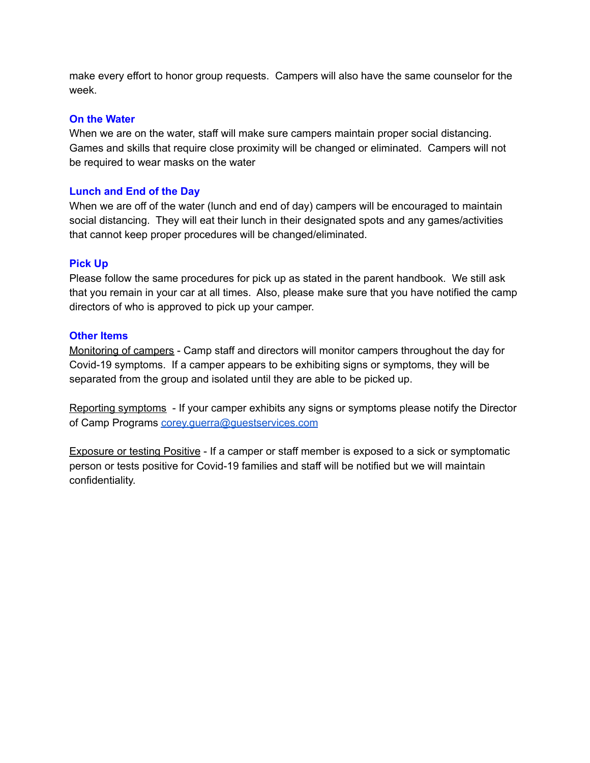make every effort to honor group requests.  Campers will also have the same counselor for the week.

### On the Water

When we are on the water, staff will make sure campers maintain proper social distancing. Games and skills that require close proximity will be changed or eliminated.  Campers will not be required to wear masks on the water

### Lunch and End of the Day

When we are off of the water (lunch and end of day) campers will be encouraged to maintain social distancing.  They will eat their lunch in their designated spots and any games/activities that cannot keep proper procedures will be changed/eliminated.

### Pick Up

Please follow the same procedures for pick up as stated in the parent handbook.  We still ask that you remain in your car at all times.  Also, please make sure that you have notified the camp directors of who is approved to pick up your camper.

### Other Items

<u>Monitoring of campers</u> - Camp staff and directors will monitor campers throughout the day for Covid-19 symptoms.  If a camper appears to be exhibiting signs or symptoms, they will be separated from the group and isolated until they are able to be picked up.

<u>Reporting symptoms</u>  - If your camper exhibits any signs or symptoms please notify the Director of Camp Programs [corey.guerra@guestservices.com](mailto:corey.guerra@guestservices.com)

<u>Exposure or testing Positive</u> - If a camper or staff member is exposed to a sick or symptomatic person or tests positive for Covid-19 families and staff will be notified but we will maintain confidentiality.